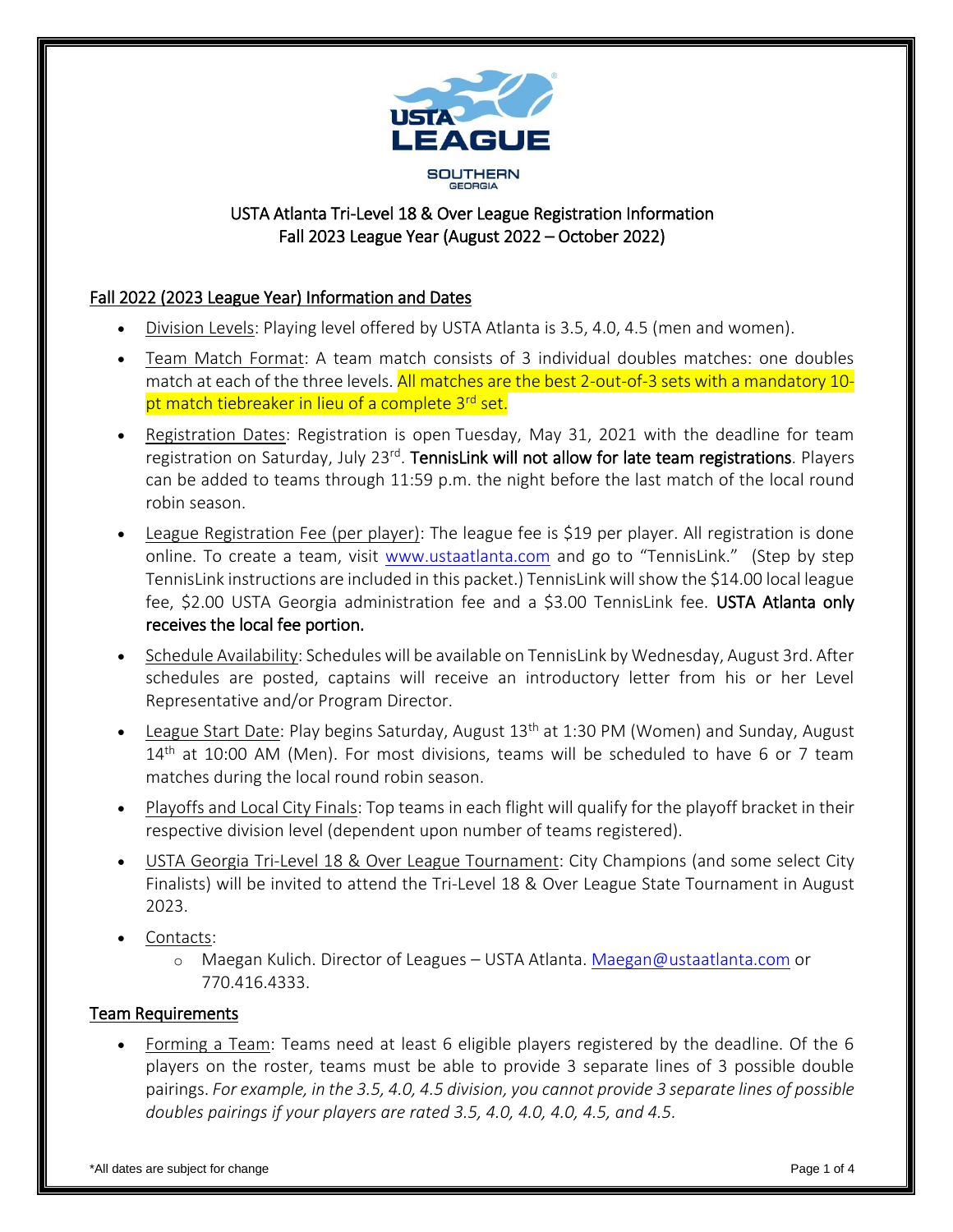USTA LEAGUE
SOUTHERN
GEORGIA

# USTA Atlanta Tri-Level 18 & Over League Registration Information
# Fall 2023 League Year (August 2022 – October 2022)

## Fall 2022 (2023 League Year) Information and Dates

- Division Levels: Playing level offered by USTA Atlanta is 3.5, 4.0, 4.5 (men and women).
- Team Match Format: A team match consists of 3 individual doubles matches: one doubles match at each of the three levels. All matches are the best 2-out-of-3 sets with a mandatory 10-pt match tiebreaker in lieu of a complete 3rd set.
- Registration Dates: Registration is open Tuesday, May 31, 2021 with the deadline for team registration on Saturday, July 23rd. **TennisLink will not allow for late team registrations**. Players can be added to teams through 11:59 p.m. the night before the last match of the local round robin season.
- League Registration Fee (per player): The league fee is $19 per player. All registration is done online. To create a team, visit www.ustaatlanta.com and go to "TennisLink." (Step by step TennisLink instructions are included in this packet.) TennisLink will show the $14.00 local league fee, $2.00 USTA Georgia administration fee and a $3.00 TennisLink fee. **USTA Atlanta only receives the local fee portion.**
- Schedule Availability: Schedules will be available on TennisLink by Wednesday, August 3rd. After schedules are posted, captains will receive an introductory letter from his or her Level Representative and/or Program Director.
- League Start Date: Play begins Saturday, August 13th at 1:30 PM (Women) and Sunday, August 14th at 10:00 AM (Men). For most divisions, teams will be scheduled to have 6 or 7 team matches during the local round robin season.
- Playoffs and Local City Finals: Top teams in each flight will qualify for the playoff bracket in their respective division level (dependent upon number of teams registered).
- USTA Georgia Tri-Level 18 & Over League Tournament: City Champions (and some select City Finalists) will be invited to attend the Tri-Level 18 & Over League State Tournament in August 2023.
- Contacts:
  - Maegan Kulich. Director of Leagues – USTA Atlanta. Maegan@ustaatlanta.com or 770.416.4333.

## Team Requirements

- Forming a Team: Teams need at least 6 eligible players registered by the deadline. Of the 6 players on the roster, teams must be able to provide 3 separate lines of 3 possible double pairings. *For example, in the 3.5, 4.0, 4.5 division, you cannot provide 3 separate lines of possible doubles pairings if your players are rated 3.5, 4.0, 4.0, 4.0, 4.5, and 4.5.*

*All dates are subject for change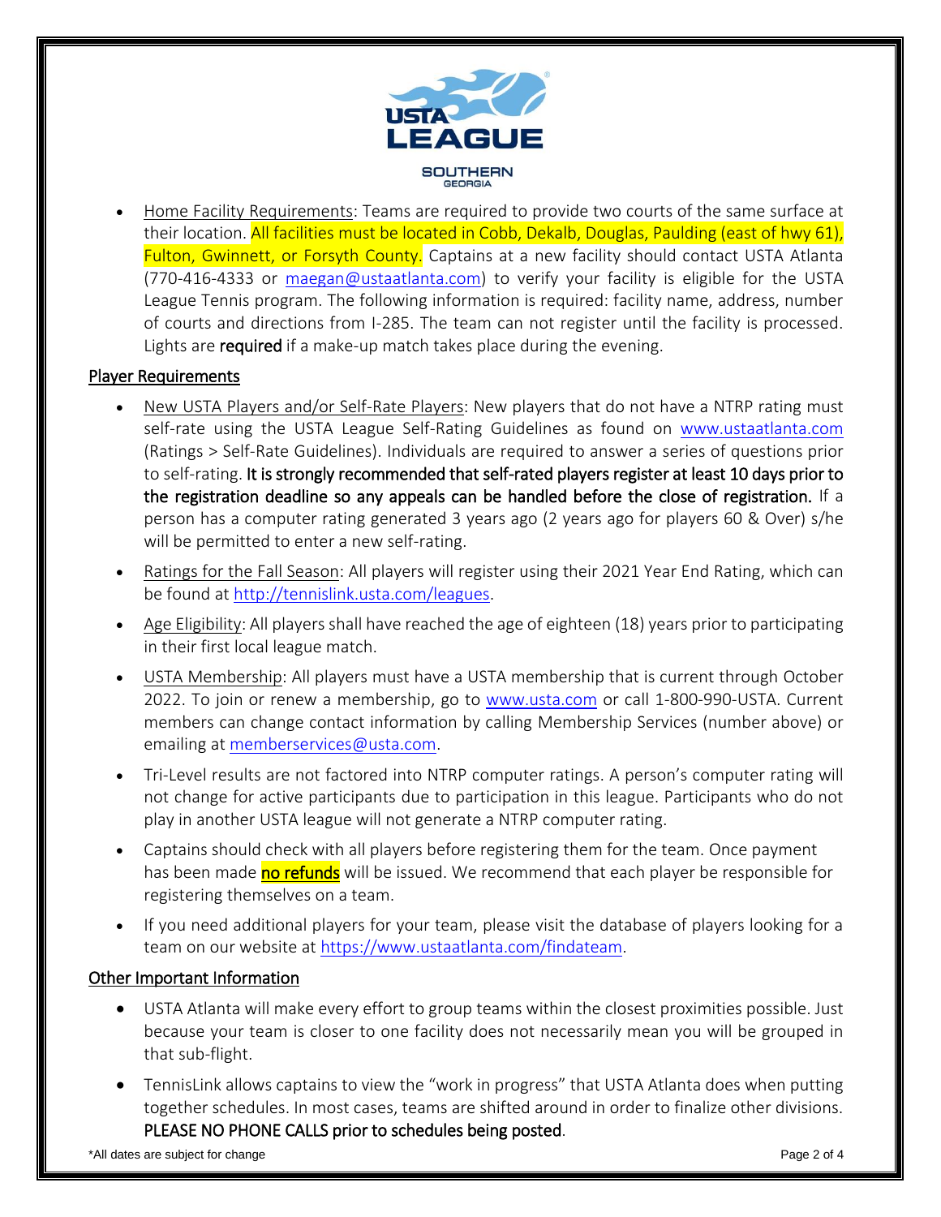- Home Facility Requirements: Teams are required to provide two courts of the same surface at their location. All facilities must be located in Cobb, Dekalb, Douglas, Paulding (east of hwy 61), Fulton, Gwinnett, or Forsyth County. Captains at a new facility should contact USTA Atlanta (770-416-4333 or maegan@ustaatlanta.com) to verify your facility is eligible for the USTA League Tennis program. The following information is required: facility name, address, number of courts and directions from I-285. The team can not register until the facility is processed. Lights are **required** if a make-up match takes place during the evening.

## Player Requirements

- New USTA Players and/or Self-Rate Players: New players that do not have a NTRP rating must self-rate using the USTA League Self-Rating Guidelines as found on www.ustaatlanta.com (Ratings > Self-Rate Guidelines). Individuals are required to answer a series of questions prior to self-rating. **It is strongly recommended that self-rated players register at least 10 days prior to the registration deadline so any appeals can be handled before the close of registration.** If a person has a computer rating generated 3 years ago (2 years ago for players 60 & Over) s/he will be permitted to enter a new self-rating.
- Ratings for the Fall Season: All players will register using their 2021 Year End Rating, which can be found at http://tennislink.usta.com/leagues.
- Age Eligibility: All players shall have reached the age of eighteen (18) years prior to participating in their first local league match.
- USTA Membership: All players must have a USTA membership that is current through October 2022. To join or renew a membership, go to www.usta.com or call 1-800-990-USTA. Current members can change contact information by calling Membership Services (number above) or emailing at memberservices@usta.com.
- Tri-Level results are not factored into NTRP computer ratings. A person's computer rating will not change for active participants due to participation in this league. Participants who do not play in another USTA league will not generate a NTRP computer rating.
- Captains should check with all players before registering them for the team. Once payment has been made **no refunds** will be issued. We recommend that each player be responsible for registering themselves on a team.
- If you need additional players for your team, please visit the database of players looking for a team on our website at https://www.ustaatlanta.com/findateam.

## Other Important Information

- USTA Atlanta will make every effort to group teams within the closest proximities possible. Just because your team is closer to one facility does not necessarily mean you will be grouped in that sub-flight.
- TennisLink allows captains to view the "work in progress" that USTA Atlanta does when putting together schedules. In most cases, teams are shifted around in order to finalize other divisions. **PLEASE NO PHONE CALLS prior to schedules being posted**.

*All dates are subject for change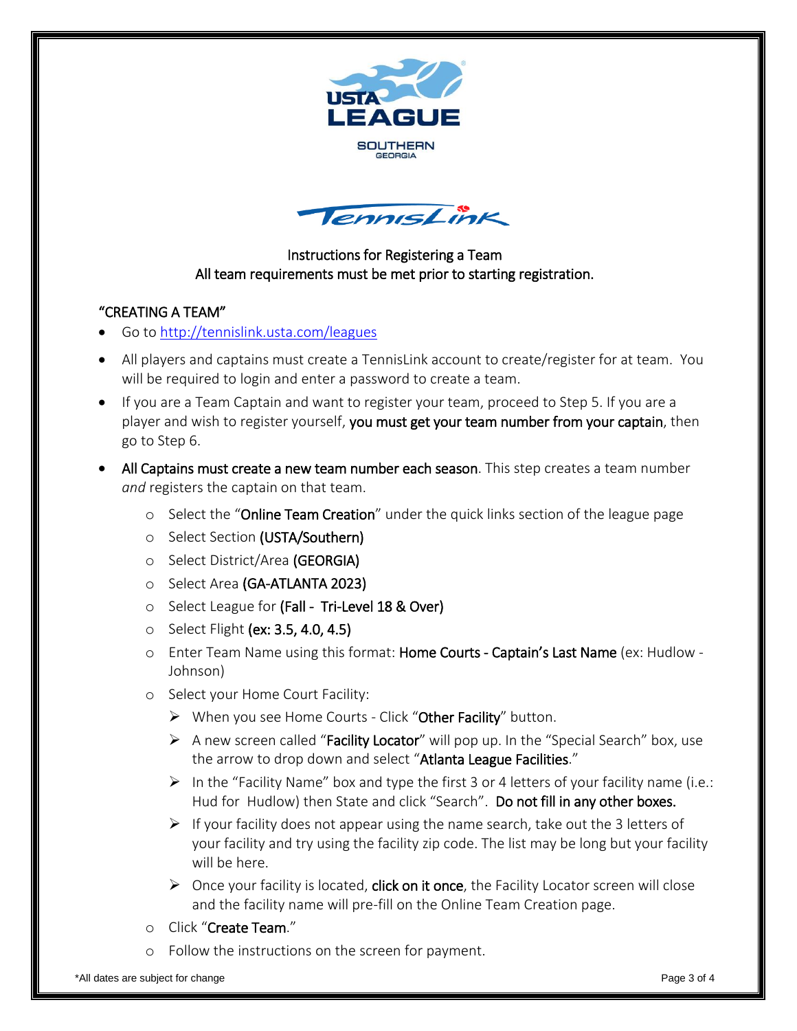Instructions for Registering a Team
All team requirements must be met prior to starting registration.

## "CREATING A TEAM"

- Go to http://tennislink.usta.com/leagues
- All players and captains must create a TennisLink account to create/register for at team. You will be required to login and enter a password to create a team.
- If you are a Team Captain and want to register your team, proceed to Step 5. If you are a player and wish to register yourself, **you must get your team number from your captain**, then go to Step 6.
- **All Captains must create a new team number each season**. This step creates a team number *and* registers the captain on that team.
  - Select the "**Online Team Creation**" under the quick links section of the league page
  - Select Section **(USTA/Southern)**
  - Select District/Area **(GEORGIA)**
  - Select Area **(GA-ATLANTA 2023)**
  - Select League for **(Fall - Tri-Level 18 & Over)**
  - Select Flight **(ex: 3.5, 4.0, 4.5)**
  - Enter Team Name using this format: **Home Courts - Captain's Last Name** (ex: Hudlow - Johnson)
  - Select your Home Court Facility:
    - When you see Home Courts - Click "**Other Facility**" button.
    - A new screen called "**Facility Locator**" will pop up. In the "Special Search" box, use the arrow to drop down and select "**Atlanta League Facilities**."
    - In the "Facility Name" box and type the first 3 or 4 letters of your facility name (i.e.: Hud for Hudlow) then State and click "Search". **Do not fill in any other boxes.**
    - If your facility does not appear using the name search, take out the 3 letters of your facility and try using the facility zip code. The list may be long but your facility will be here.
    - Once your facility is located, **click on it once**, the Facility Locator screen will close and the facility name will pre-fill on the Online Team Creation page.
  - Click "**Create Team**."
  - Follow the instructions on the screen for payment.

*All dates are subject for change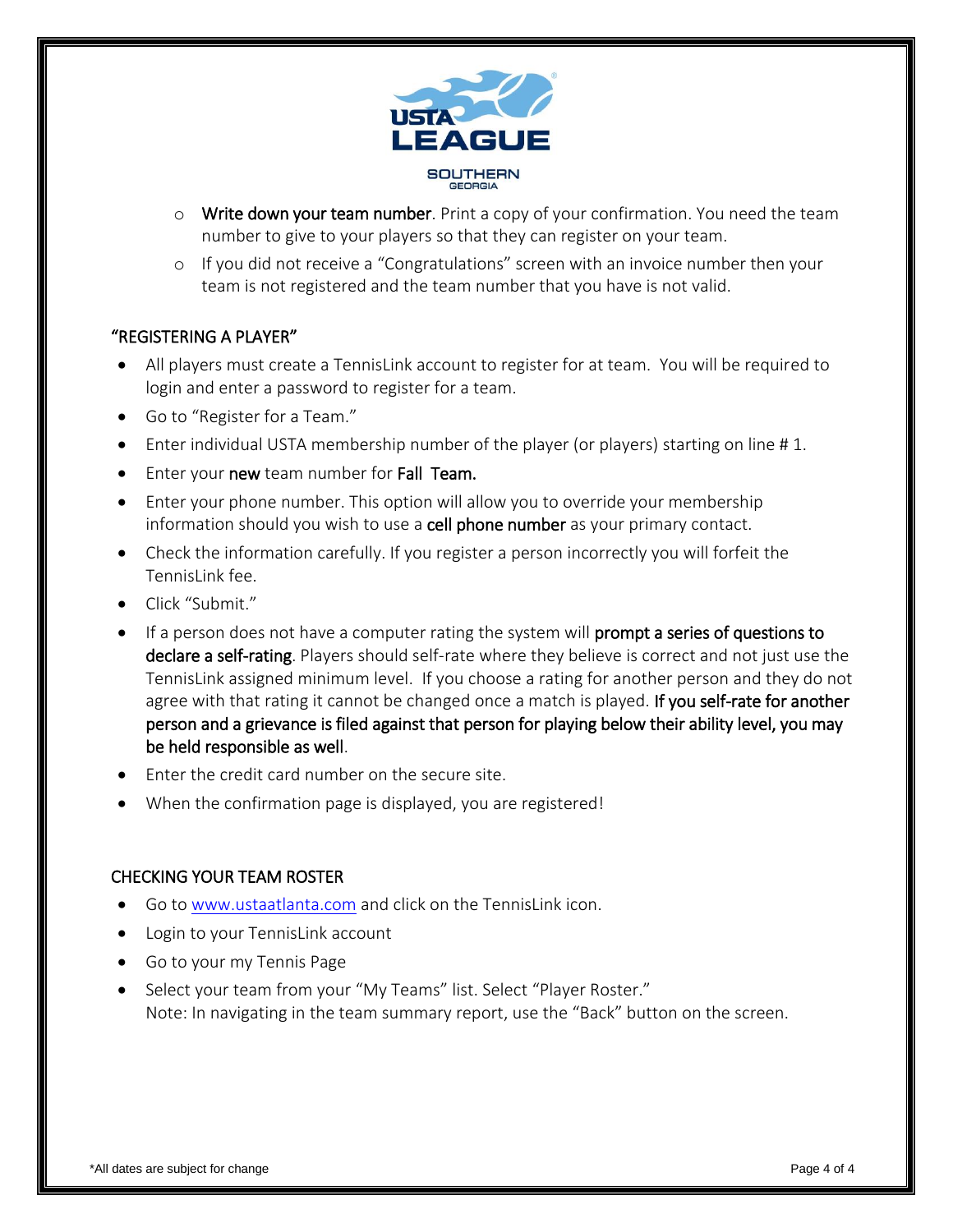- **Write down your team number**. Print a copy of your confirmation. You need the team number to give to your players so that they can register on your team.
- If you did not receive a "Congratulations" screen with an invoice number then your team is not registered and the team number that you have is not valid.

## "REGISTERING A PLAYER"

- All players must create a TennisLink account to register for at team. You will be required to login and enter a password to register for a team.
- Go to "Register for a Team."
- Enter individual USTA membership number of the player (or players) starting on line # 1.
- Enter your **new** team number for **Fall Team.**
- Enter your phone number. This option will allow you to override your membership information should you wish to use a **cell phone number** as your primary contact.
- Check the information carefully. If you register a person incorrectly you will forfeit the TennisLink fee.
- Click "Submit."
- If a person does not have a computer rating the system will **prompt a series of questions to declare a self-rating**. Players should self-rate where they believe is correct and not just use the TennisLink assigned minimum level. If you choose a rating for another person and they do not agree with that rating it cannot be changed once a match is played. **If you self-rate for another person and a grievance is filed against that person for playing below their ability level, you may be held responsible as well**.
- Enter the credit card number on the secure site.
- When the confirmation page is displayed, you are registered!

## CHECKING YOUR TEAM ROSTER

- Go to www.ustaatlanta.com and click on the TennisLink icon.
- Login to your TennisLink account
- Go to your my Tennis Page
- Select your team from your "My Teams" list. Select "Player Roster."
  Note: In navigating in the team summary report, use the "Back" button on the screen.

*All dates are subject for change